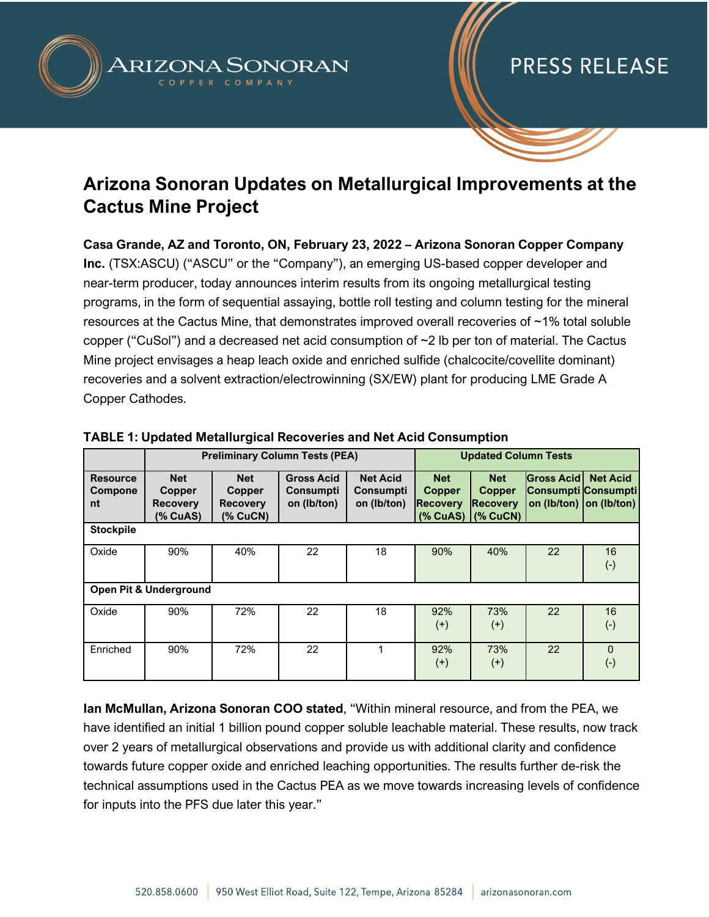# Arizona Sonoran Updates on Metallurgical Improvements at the Cactus Mine Project

**Casa Grande, AZ and Toronto, ON, February 23, 2022 – Arizona Sonoran Copper Company Inc.** (TSX:ASCU) ("ASCU" or the "Company"), an emerging US-based copper developer and near-term producer, today announces interim results from its ongoing metallurgical testing programs, in the form of sequential assaying, bottle roll testing and column testing for the mineral resources at the Cactus Mine, that demonstrates improved overall recoveries of ~1% total soluble copper ("CuSol") and a decreased net acid consumption of ~2 lb per ton of material. The Cactus Mine project envisages a heap leach oxide and enriched sulfide (chalcocite/covellite dominant) recoveries and a solvent extraction/electrowinning (SX/EW) plant for producing LME Grade A Copper Cathodes.

**TABLE 1: Updated Metallurgical Recoveries and Net Acid Consumption**

| | Preliminary Column Tests (PEA) | | | | Updated Column Tests | | | |
|---|---|---|---|---|---|---|---|---|
| **Resource Component** | **Net Copper Recovery (% CuAS)** | **Net Copper Recovery (% CuCN)** | **Gross Acid Consumption (lb/ton)** | **Net Acid Consumption (lb/ton)** | **Net Copper Recovery (% CuAS)** | **Net Copper Recovery (% CuCN)** | **Gross Acid Consumption (lb/ton)** | **Net Acid Consumption (lb/ton)** |
| **Stockpile** | | | | | | | | |
| Oxide | 90% | 40% | 22 | 18 | 90% | 40% | 22 | 16 (-) |
| **Open Pit & Underground** | | | | | | | | |
| Oxide | 90% | 72% | 22 | 18 | 92% (+) | 73% (+) | 22 | 16 (-) |
| Enriched | 90% | 72% | 22 | 1 | 92% (+) | 73% (+) | 22 | 0 (-) |

**Ian McMullan, Arizona Sonoran COO stated**, "Within mineral resource, and from the PEA, we have identified an initial 1 billion pound copper soluble leachable material. These results, now track over 2 years of metallurgical observations and provide us with additional clarity and confidence towards future copper oxide and enriched leaching opportunities. The results further de-risk the technical assumptions used in the Cactus PEA as we move towards increasing levels of confidence for inputs into the PFS due later this year."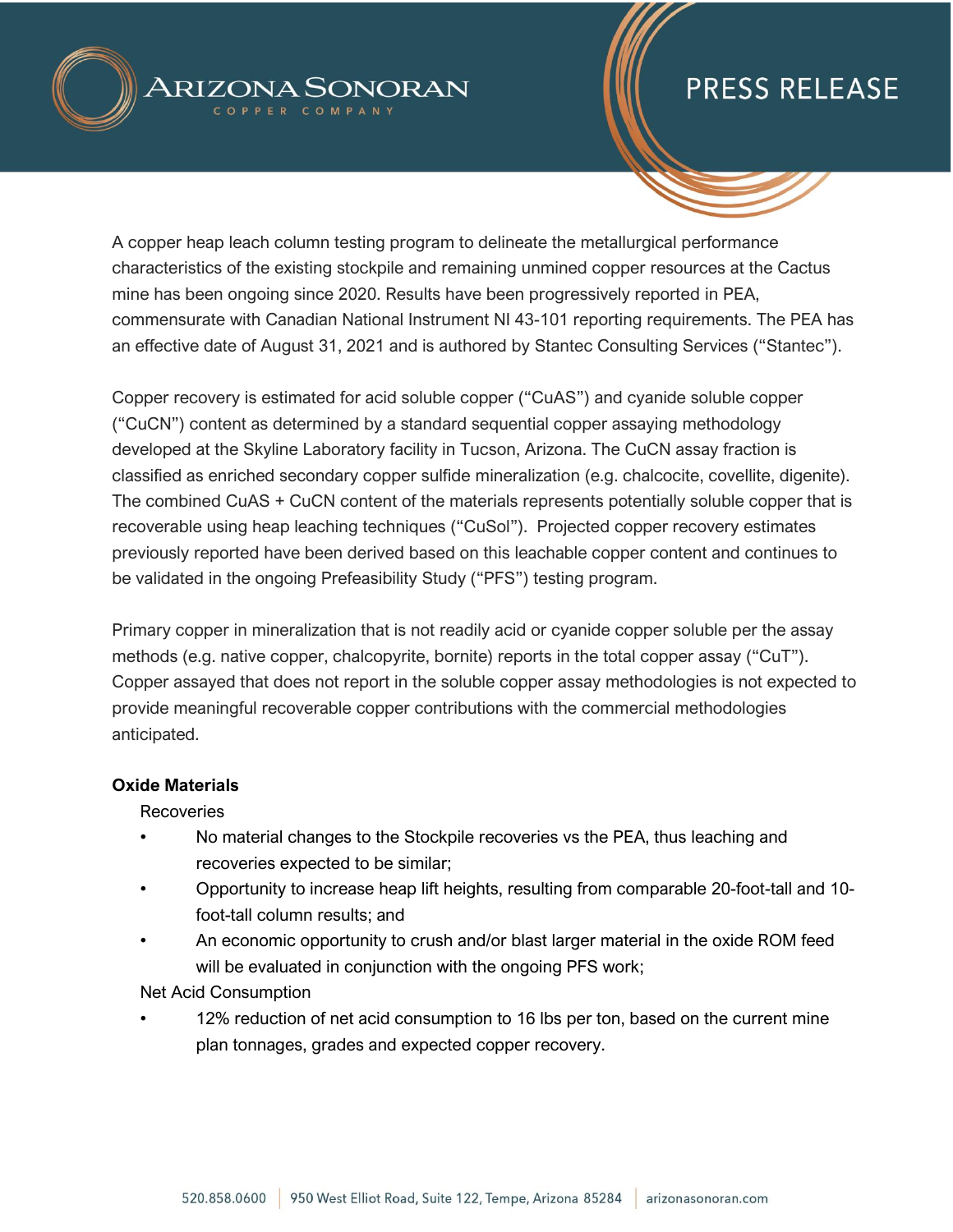A copper heap leach column testing program to delineate the metallurgical performance characteristics of the existing stockpile and remaining unmined copper resources at the Cactus mine has been ongoing since 2020. Results have been progressively reported in PEA, commensurate with Canadian National Instrument NI 43-101 reporting requirements. The PEA has an effective date of August 31, 2021 and is authored by Stantec Consulting Services ("Stantec").

Copper recovery is estimated for acid soluble copper ("CuAS") and cyanide soluble copper ("CuCN") content as determined by a standard sequential copper assaying methodology developed at the Skyline Laboratory facility in Tucson, Arizona. The CuCN assay fraction is classified as enriched secondary copper sulfide mineralization (e.g. chalcocite, covellite, digenite). The combined CuAS + CuCN content of the materials represents potentially soluble copper that is recoverable using heap leaching techniques ("CuSol"). Projected copper recovery estimates previously reported have been derived based on this leachable copper content and continues to be validated in the ongoing Prefeasibility Study ("PFS") testing program.

Primary copper in mineralization that is not readily acid or cyanide copper soluble per the assay methods (e.g. native copper, chalcopyrite, bornite) reports in the total copper assay ("CuT"). Copper assayed that does not report in the soluble copper assay methodologies is not expected to provide meaningful recoverable copper contributions with the commercial methodologies anticipated.

**Oxide Materials**

Recoveries

- No material changes to the Stockpile recoveries vs the PEA, thus leaching and recoveries expected to be similar;
- Opportunity to increase heap lift heights, resulting from comparable 20-foot-tall and 10-foot-tall column results; and
- An economic opportunity to crush and/or blast larger material in the oxide ROM feed will be evaluated in conjunction with the ongoing PFS work;

Net Acid Consumption

- 12% reduction of net acid consumption to 16 lbs per ton, based on the current mine plan tonnages, grades and expected copper recovery.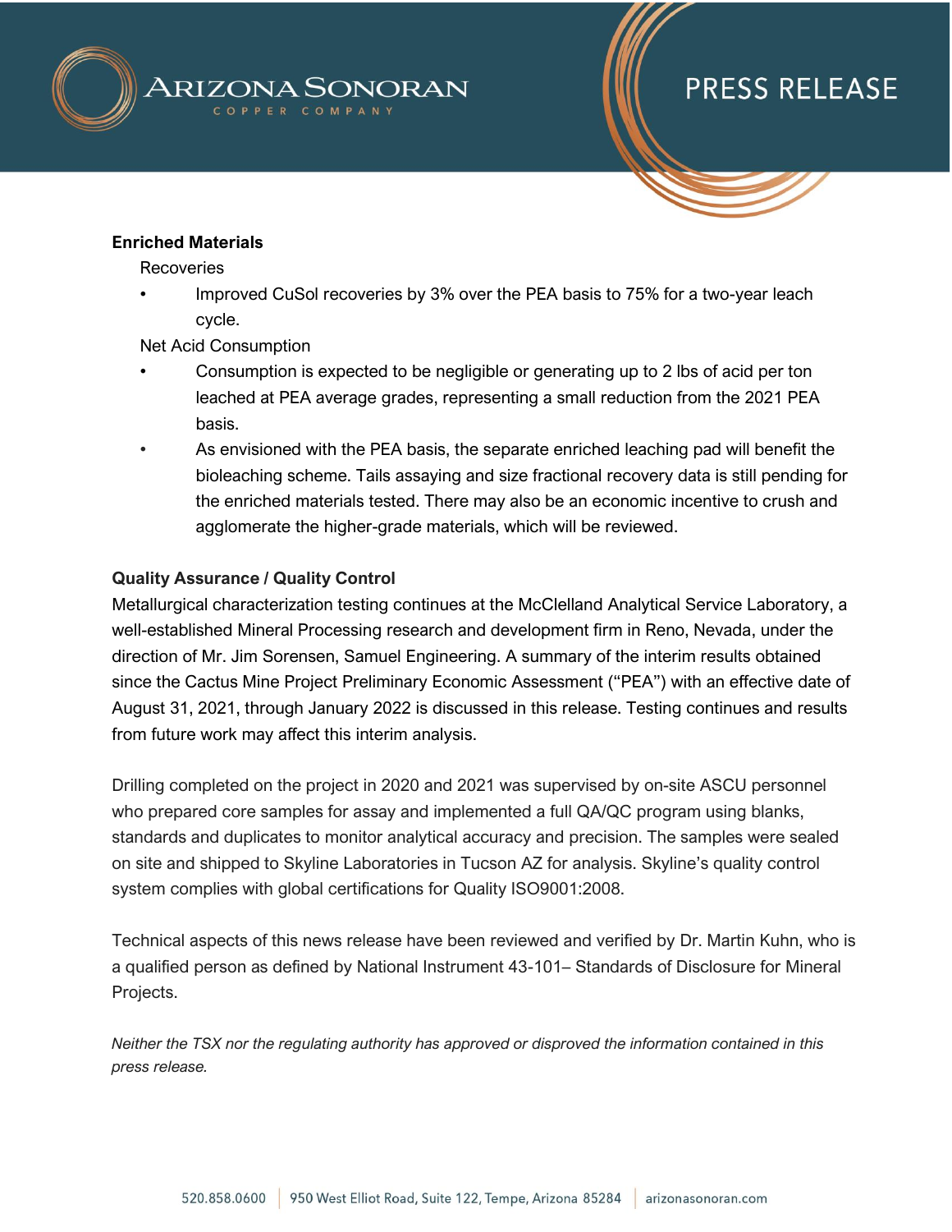**Enriched Materials**

Recoveries

- Improved CuSol recoveries by 3% over the PEA basis to 75% for a two-year leach cycle.

Net Acid Consumption

- Consumption is expected to be negligible or generating up to 2 lbs of acid per ton leached at PEA average grades, representing a small reduction from the 2021 PEA basis.
- As envisioned with the PEA basis, the separate enriched leaching pad will benefit the bioleaching scheme. Tails assaying and size fractional recovery data is still pending for the enriched materials tested. There may also be an economic incentive to crush and agglomerate the higher-grade materials, which will be reviewed.

**Quality Assurance / Quality Control**

Metallurgical characterization testing continues at the McClelland Analytical Service Laboratory, a well-established Mineral Processing research and development firm in Reno, Nevada, under the direction of Mr. Jim Sorensen, Samuel Engineering. A summary of the interim results obtained since the Cactus Mine Project Preliminary Economic Assessment ("PEA") with an effective date of August 31, 2021, through January 2022 is discussed in this release. Testing continues and results from future work may affect this interim analysis.

Drilling completed on the project in 2020 and 2021 was supervised by on-site ASCU personnel who prepared core samples for assay and implemented a full QA/QC program using blanks, standards and duplicates to monitor analytical accuracy and precision. The samples were sealed on site and shipped to Skyline Laboratories in Tucson AZ for analysis. Skyline's quality control system complies with global certifications for Quality ISO9001:2008.

Technical aspects of this news release have been reviewed and verified by Dr. Martin Kuhn, who is a qualified person as defined by National Instrument 43-101– Standards of Disclosure for Mineral Projects.

*Neither the TSX nor the regulating authority has approved or disproved the information contained in this press release.*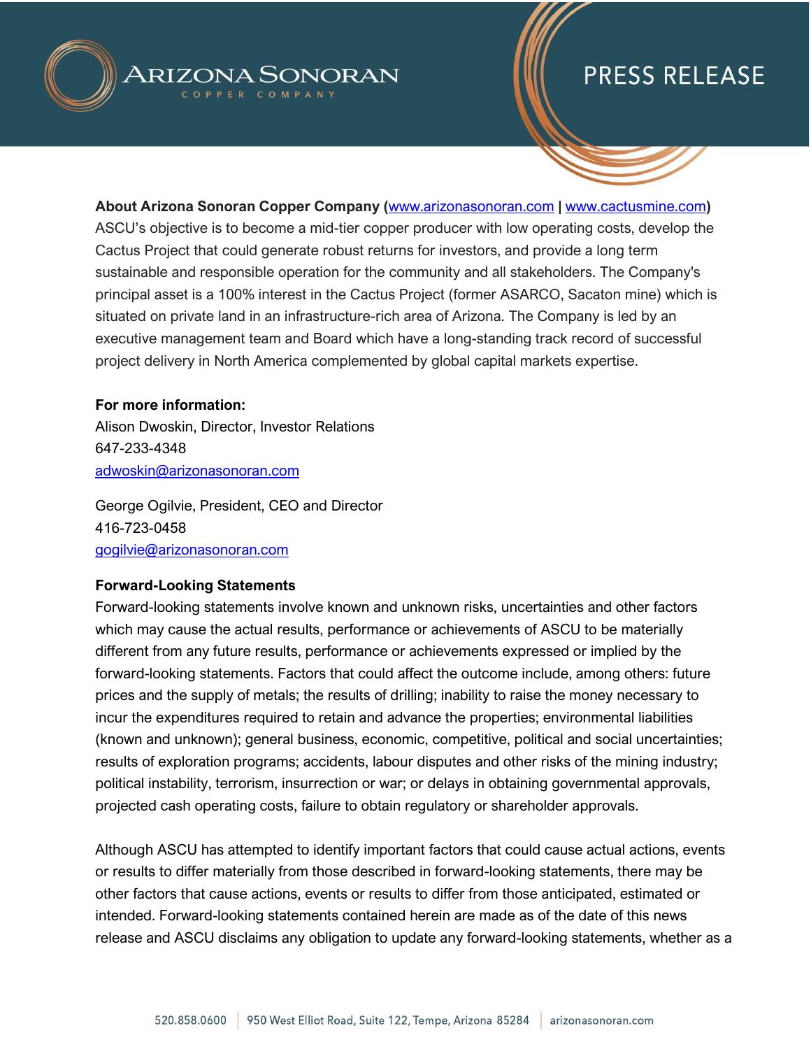**About Arizona Sonoran Copper Company ([www.arizonasonoran.com](http://www.arizonasonoran.com) | [www.cactusmine.com](http://www.cactusmine.com))**
ASCU's objective is to become a mid-tier copper producer with low operating costs, develop the Cactus Project that could generate robust returns for investors, and provide a long term sustainable and responsible operation for the community and all stakeholders. The Company's principal asset is a 100% interest in the Cactus Project (former ASARCO, Sacaton mine) which is situated on private land in an infrastructure-rich area of Arizona. The Company is led by an executive management team and Board which have a long-standing track record of successful project delivery in North America complemented by global capital markets expertise.

**For more information:**
Alison Dwoskin, Director, Investor Relations
647-233-4348
[adwoskin@arizonasonoran.com](mailto:adwoskin@arizonasonoran.com)

George Ogilvie, President, CEO and Director
416-723-0458
[gogilvie@arizonasonoran.com](mailto:gogilvie@arizonasonoran.com)

**Forward-Looking Statements**
Forward-looking statements involve known and unknown risks, uncertainties and other factors which may cause the actual results, performance or achievements of ASCU to be materially different from any future results, performance or achievements expressed or implied by the forward-looking statements. Factors that could affect the outcome include, among others: future prices and the supply of metals; the results of drilling; inability to raise the money necessary to incur the expenditures required to retain and advance the properties; environmental liabilities (known and unknown); general business, economic, competitive, political and social uncertainties; results of exploration programs; accidents, labour disputes and other risks of the mining industry; political instability, terrorism, insurrection or war; or delays in obtaining governmental approvals, projected cash operating costs, failure to obtain regulatory or shareholder approvals.

Although ASCU has attempted to identify important factors that could cause actual actions, events or results to differ materially from those described in forward-looking statements, there may be other factors that cause actions, events or results to differ from those anticipated, estimated or intended. Forward-looking statements contained herein are made as of the date of this news release and ASCU disclaims any obligation to update any forward-looking statements, whether as a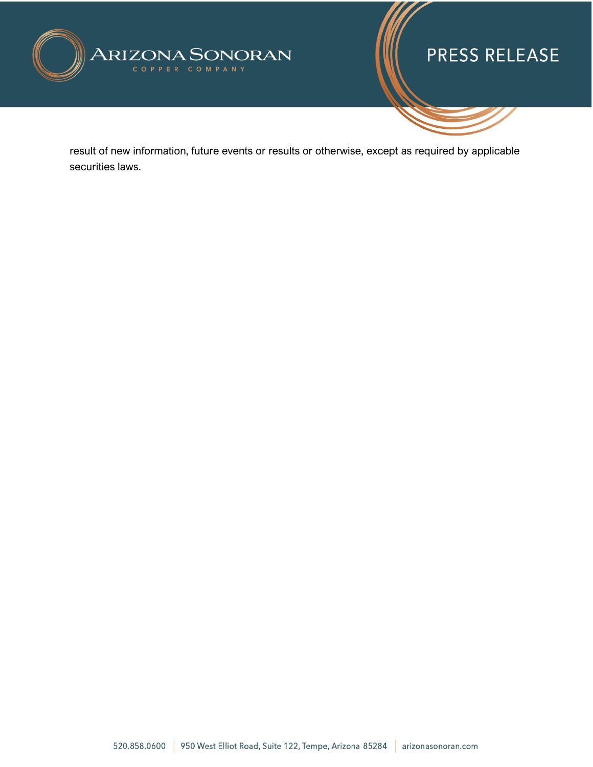result of new information, future events or results or otherwise, except as required by applicable securities laws.